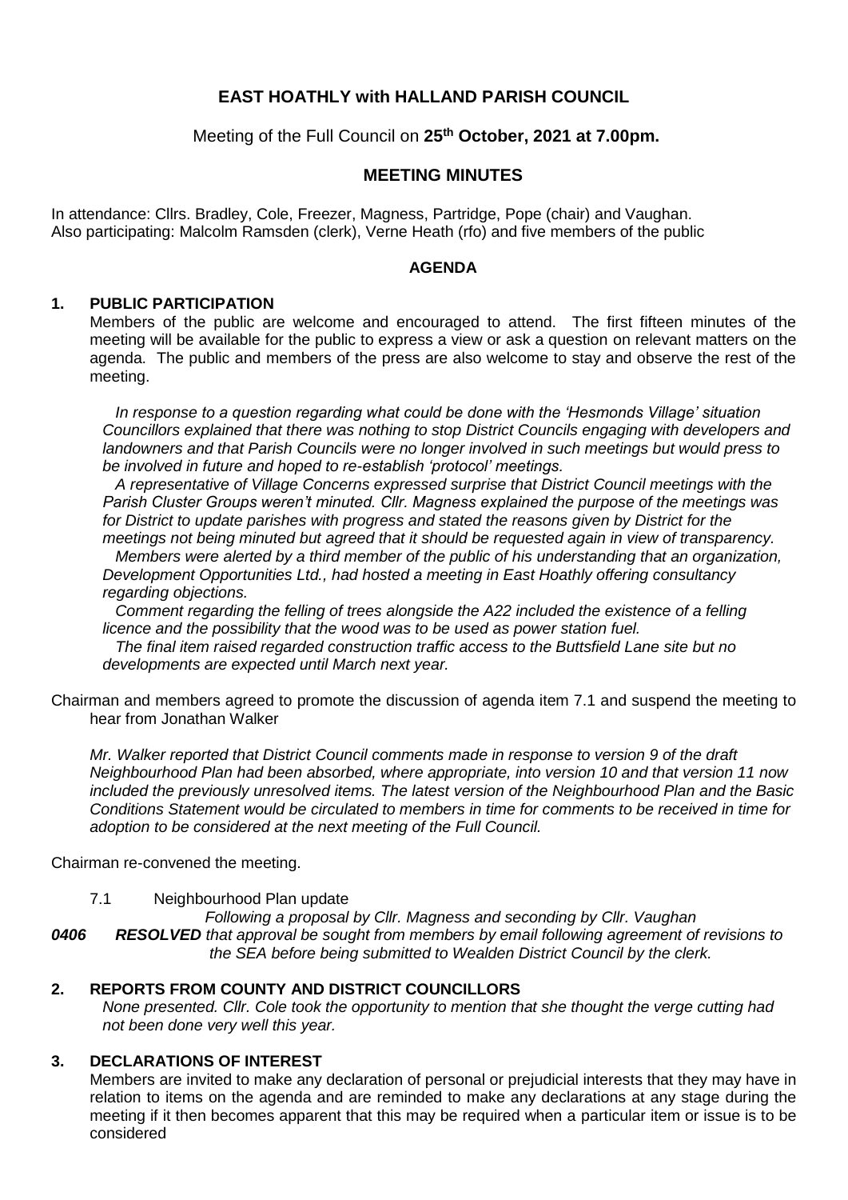# EAST HOATHLY with HALLAND PARISH COUNCIL

Meeting of the Full Council on **25th October, 2021 at 7.00pm.**

## MEETING MINUTES

In attendance: Cllrs. Bradley, Cole, Freezer, Magness, Partridge, Pope (chair) and Vaughan.
Also participating: Malcolm Ramsden (clerk), Verne Heath (rfo) and five members of the public

### AGENDA

**1. PUBLIC PARTICIPATION**

Members of the public are welcome and encouraged to attend. The first fifteen minutes of the meeting will be available for the public to express a view or ask a question on relevant matters on the agenda. The public and members of the press are also welcome to stay and observe the rest of the meeting.

*In response to a question regarding what could be done with the 'Hesmonds Village' situation Councillors explained that there was nothing to stop District Councils engaging with developers and landowners and that Parish Councils were no longer involved in such meetings but would press to be involved in future and hoped to re-establish 'protocol' meetings.*

*A representative of Village Concerns expressed surprise that District Council meetings with the Parish Cluster Groups weren't minuted. Cllr. Magness explained the purpose of the meetings was for District to update parishes with progress and stated the reasons given by District for the meetings not being minuted but agreed that it should be requested again in view of transparency.*

*Members were alerted by a third member of the public of his understanding that an organization, Development Opportunities Ltd., had hosted a meeting in East Hoathly offering consultancy regarding objections.*

*Comment regarding the felling of trees alongside the A22 included the existence of a felling licence and the possibility that the wood was to be used as power station fuel.*

*The final item raised regarded construction traffic access to the Buttsfield Lane site but no developments are expected until March next year.*

Chairman and members agreed to promote the discussion of agenda item 7.1 and suspend the meeting to hear from Jonathan Walker

*Mr. Walker reported that District Council comments made in response to version 9 of the draft Neighbourhood Plan had been absorbed, where appropriate, into version 10 and that version 11 now included the previously unresolved items. The latest version of the Neighbourhood Plan and the Basic Conditions Statement would be circulated to members in time for comments to be received in time for adoption to be considered at the next meeting of the Full Council.*

Chairman re-convened the meeting.

7.1 Neighbourhood Plan update

*Following a proposal by Cllr. Magness and seconding by Cllr. Vaughan*

***0406*** ***RESOLVED*** *that approval be sought from members by email following agreement of revisions to the SEA before being submitted to Wealden District Council by the clerk.*

**2. REPORTS FROM COUNTY AND DISTRICT COUNCILLORS**

*None presented. Cllr. Cole took the opportunity to mention that she thought the verge cutting had not been done very well this year.*

**3. DECLARATIONS OF INTEREST**

Members are invited to make any declaration of personal or prejudicial interests that they may have in relation to items on the agenda and are reminded to make any declarations at any stage during the meeting if it then becomes apparent that this may be required when a particular item or issue is to be considered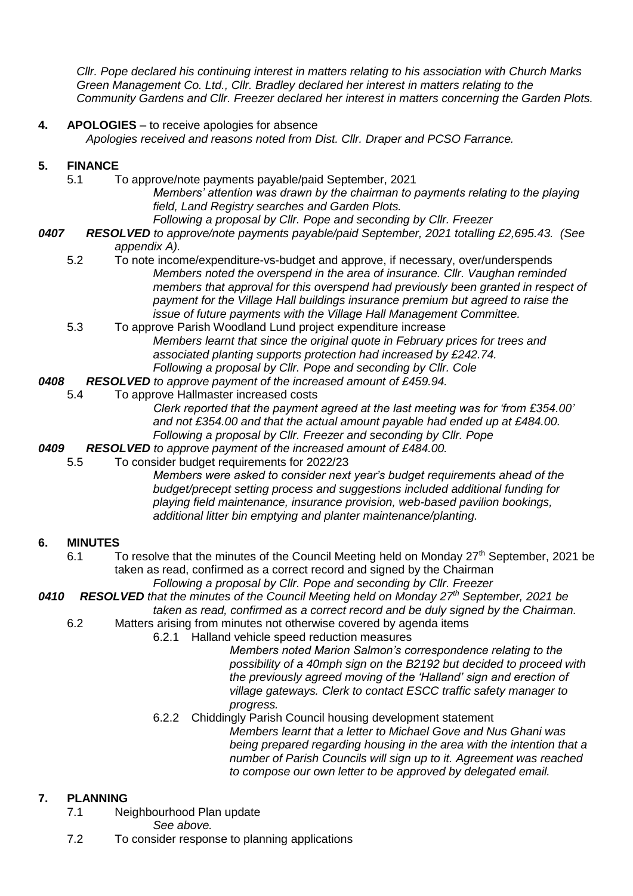*Cllr. Pope declared his continuing interest in matters relating to his association with Church Marks Green Management Co. Ltd., Cllr. Bradley declared her interest in matters relating to the Community Gardens and Cllr. Freezer declared her interest in matters concerning the Garden Plots.*

**4. APOLOGIES** – to receive apologies for absence

*Apologies received and reasons noted from Dist. Cllr. Draper and PCSO Farrance.*

**5. FINANCE**

5.1 To approve/note payments payable/paid September, 2021

*Members' attention was drawn by the chairman to payments relating to the playing field, Land Registry searches and Garden Plots.*

*Following a proposal by Cllr. Pope and seconding by Cllr. Freezer*

***0407 RESOLVED** to approve/note payments payable/paid September, 2021 totalling £2,695.43. (See appendix A).*

5.2 To note income/expenditure-vs-budget and approve, if necessary, over/underspends

*Members noted the overspend in the area of insurance. Cllr. Vaughan reminded members that approval for this overspend had previously been granted in respect of payment for the Village Hall buildings insurance premium but agreed to raise the issue of future payments with the Village Hall Management Committee.*

5.3 To approve Parish Woodland Lund project expenditure increase

*Members learnt that since the original quote in February prices for trees and associated planting supports protection had increased by £242.74.*

*Following a proposal by Cllr. Pope and seconding by Cllr. Cole*

***0408 RESOLVED** to approve payment of the increased amount of £459.94.*

5.4 To approve Hallmaster increased costs

*Clerk reported that the payment agreed at the last meeting was for 'from £354.00' and not £354.00 and that the actual amount payable had ended up at £484.00.*

*Following a proposal by Cllr. Freezer and seconding by Cllr. Pope*

***0409 RESOLVED** to approve payment of the increased amount of £484.00.*

5.5 To consider budget requirements for 2022/23

*Members were asked to consider next year's budget requirements ahead of the budget/precept setting process and suggestions included additional funding for playing field maintenance, insurance provision, web-based pavilion bookings, additional litter bin emptying and planter maintenance/planting.*

**6. MINUTES**

6.1 To resolve that the minutes of the Council Meeting held on Monday 27th September, 2021 be taken as read, confirmed as a correct record and signed by the Chairman

*Following a proposal by Cllr. Pope and seconding by Cllr. Freezer*

***0410 RESOLVED** that the minutes of the Council Meeting held on Monday 27th September, 2021 be taken as read, confirmed as a correct record and be duly signed by the Chairman.*

6.2 Matters arising from minutes not otherwise covered by agenda items

6.2.1 Halland vehicle speed reduction measures

*Members noted Marion Salmon's correspondence relating to the possibility of a 40mph sign on the B2192 but decided to proceed with the previously agreed moving of the 'Halland' sign and erection of village gateways. Clerk to contact ESCC traffic safety manager to progress.*

6.2.2 Chiddingly Parish Council housing development statement

*Members learnt that a letter to Michael Gove and Nus Ghani was being prepared regarding housing in the area with the intention that a number of Parish Councils will sign up to it. Agreement was reached to compose our own letter to be approved by delegated email.*

**7. PLANNING**

7.1 Neighbourhood Plan update

*See above.*

7.2 To consider response to planning applications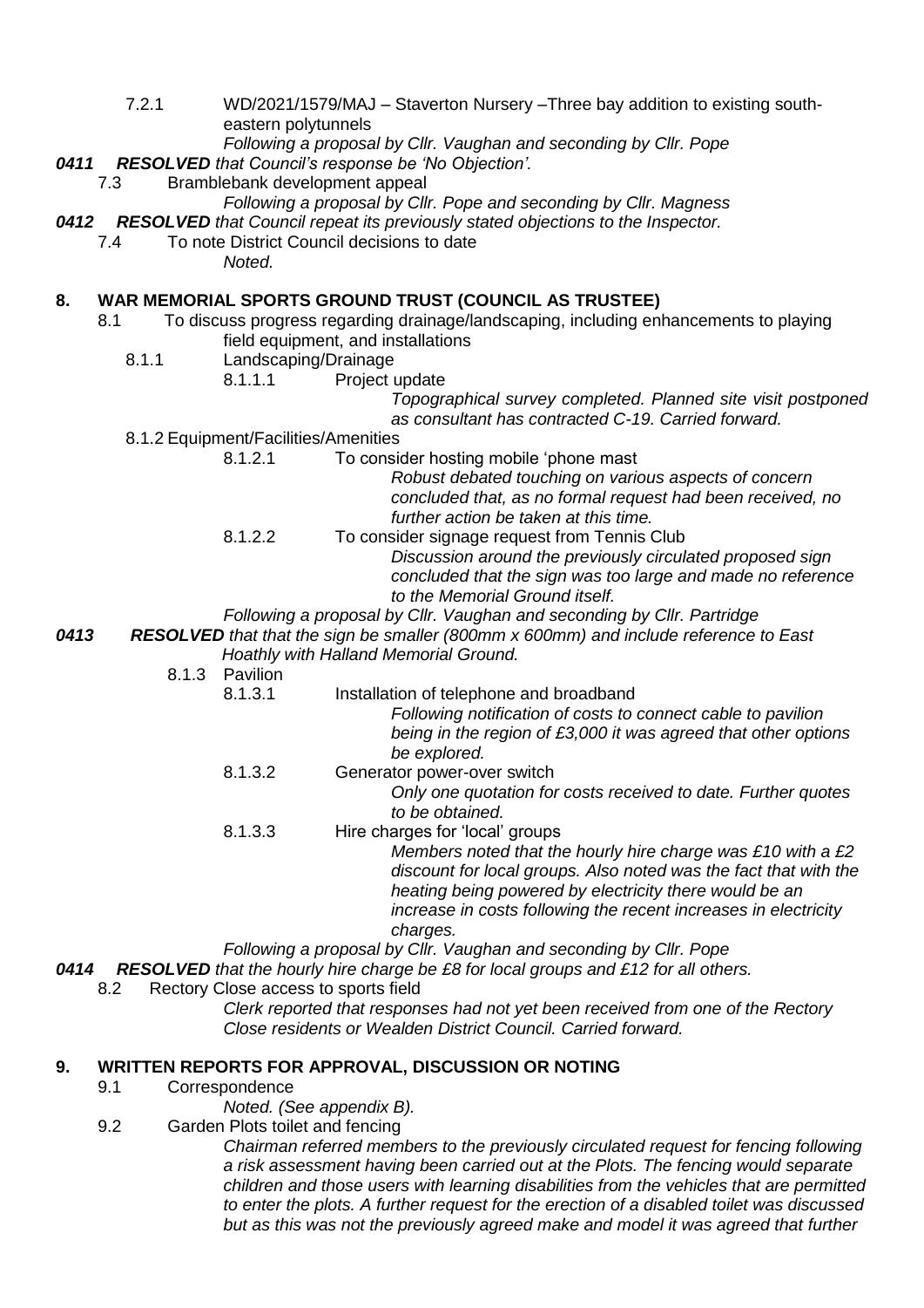7.2.1 WD/2021/1579/MAJ – Staverton Nursery –Three bay addition to existing south-eastern polytunnels

*Following a proposal by Cllr. Vaughan and seconding by Cllr. Pope*

***0411*** ***RESOLVED*** *that Council's response be 'No Objection'.*

7.3 Bramblebank development appeal

*Following a proposal by Cllr. Pope and seconding by Cllr. Magness*

***0412*** ***RESOLVED*** *that Council repeat its previously stated objections to the Inspector.*

7.4 To note District Council decisions to date

*Noted.*

## 8. WAR MEMORIAL SPORTS GROUND TRUST (COUNCIL AS TRUSTEE)

8.1 To discuss progress regarding drainage/landscaping, including enhancements to playing field equipment, and installations

8.1.1 Landscaping/Drainage

8.1.1.1 Project update

*Topographical survey completed. Planned site visit postponed as consultant has contracted C-19. Carried forward.*

8.1.2 Equipment/Facilities/Amenities

8.1.2.1 To consider hosting mobile 'phone mast

*Robust debated touching on various aspects of concern concluded that, as no formal request had been received, no further action be taken at this time.*

8.1.2.2 To consider signage request from Tennis Club

*Discussion around the previously circulated proposed sign concluded that the sign was too large and made no reference to the Memorial Ground itself.*

*Following a proposal by Cllr. Vaughan and seconding by Cllr. Partridge*

***0413*** ***RESOLVED*** *that that the sign be smaller (800mm x 600mm) and include reference to East Hoathly with Halland Memorial Ground.*

8.1.3 Pavilion

8.1.3.1 Installation of telephone and broadband

*Following notification of costs to connect cable to pavilion being in the region of £3,000 it was agreed that other options be explored.*

8.1.3.2 Generator power-over switch

*Only one quotation for costs received to date. Further quotes to be obtained.*

8.1.3.3 Hire charges for 'local' groups

*Members noted that the hourly hire charge was £10 with a £2 discount for local groups. Also noted was the fact that with the heating being powered by electricity there would be an increase in costs following the recent increases in electricity charges.*

*Following a proposal by Cllr. Vaughan and seconding by Cllr. Pope*

***0414*** ***RESOLVED*** *that the hourly hire charge be £8 for local groups and £12 for all others.*

8.2 Rectory Close access to sports field

*Clerk reported that responses had not yet been received from one of the Rectory Close residents or Wealden District Council. Carried forward.*

## 9. WRITTEN REPORTS FOR APPROVAL, DISCUSSION OR NOTING

9.1 Correspondence

*Noted. (See appendix B).*

9.2 Garden Plots toilet and fencing

*Chairman referred members to the previously circulated request for fencing following a risk assessment having been carried out at the Plots. The fencing would separate children and those users with learning disabilities from the vehicles that are permitted to enter the plots. A further request for the erection of a disabled toilet was discussed but as this was not the previously agreed make and model it was agreed that further*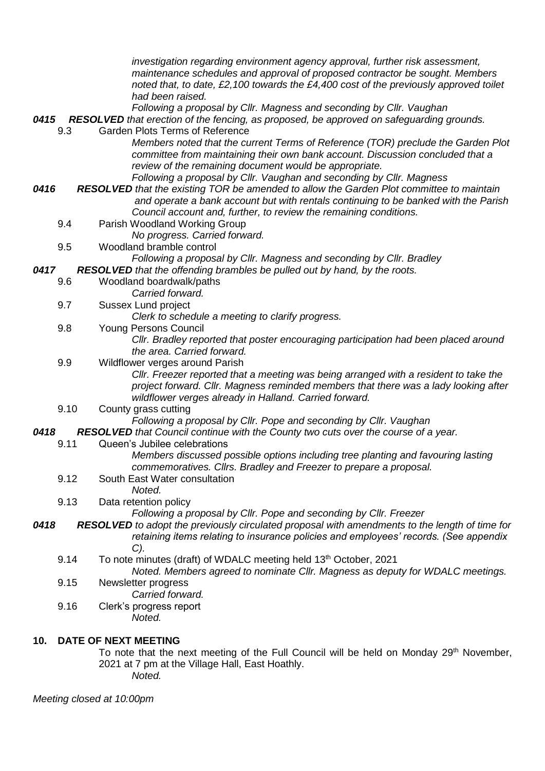*investigation regarding environment agency approval, further risk assessment, maintenance schedules and approval of proposed contractor be sought. Members noted that, to date, £2,100 towards the £4,400 cost of the previously approved toilet had been raised.*

*Following a proposal by Cllr. Magness and seconding by Cllr. Vaughan*

***0415*** ***RESOLVED*** *that erection of the fencing, as proposed, be approved on safeguarding grounds.*

9.3 Garden Plots Terms of Reference

*Members noted that the current Terms of Reference (TOR) preclude the Garden Plot committee from maintaining their own bank account. Discussion concluded that a review of the remaining document would be appropriate.*

*Following a proposal by Cllr. Vaughan and seconding by Cllr. Magness*

***0416*** ***RESOLVED*** *that the existing TOR be amended to allow the Garden Plot committee to maintain and operate a bank account but with rentals continuing to be banked with the Parish Council account and, further, to review the remaining conditions.*

9.4 Parish Woodland Working Group

*No progress. Carried forward.*

9.5 Woodland bramble control

*Following a proposal by Cllr. Magness and seconding by Cllr. Bradley*

***0417*** ***RESOLVED*** *that the offending brambles be pulled out by hand, by the roots.*

9.6 Woodland boardwalk/paths

*Carried forward.*

9.7 Sussex Lund project

*Clerk to schedule a meeting to clarify progress.*

9.8 Young Persons Council

*Cllr. Bradley reported that poster encouraging participation had been placed around the area. Carried forward.*

9.9 Wildflower verges around Parish

*Cllr. Freezer reported that a meeting was being arranged with a resident to take the project forward. Cllr. Magness reminded members that there was a lady looking after wildflower verges already in Halland. Carried forward.*

9.10 County grass cutting

*Following a proposal by Cllr. Pope and seconding by Cllr. Vaughan*

***0418*** ***RESOLVED*** *that Council continue with the County two cuts over the course of a year.*

9.11 Queen's Jubilee celebrations

*Members discussed possible options including tree planting and favouring lasting commemoratives. Cllrs. Bradley and Freezer to prepare a proposal.*

9.12 South East Water consultation

*Noted.*

9.13 Data retention policy

*Following a proposal by Cllr. Pope and seconding by Cllr. Freezer*

***0418*** ***RESOLVED*** *to adopt the previously circulated proposal with amendments to the length of time for retaining items relating to insurance policies and employees' records. (See appendix C).*

9.14 To note minutes (draft) of WDALC meeting held 13th October, 2021

*Noted. Members agreed to nominate Cllr. Magness as deputy for WDALC meetings.*

9.15 Newsletter progress

*Carried forward.*

9.16 Clerk's progress report

*Noted.*

**10. DATE OF NEXT MEETING**

To note that the next meeting of the Full Council will be held on Monday 29th November, 2021 at 7 pm at the Village Hall, East Hoathly.

*Noted.*

*Meeting closed at 10:00pm*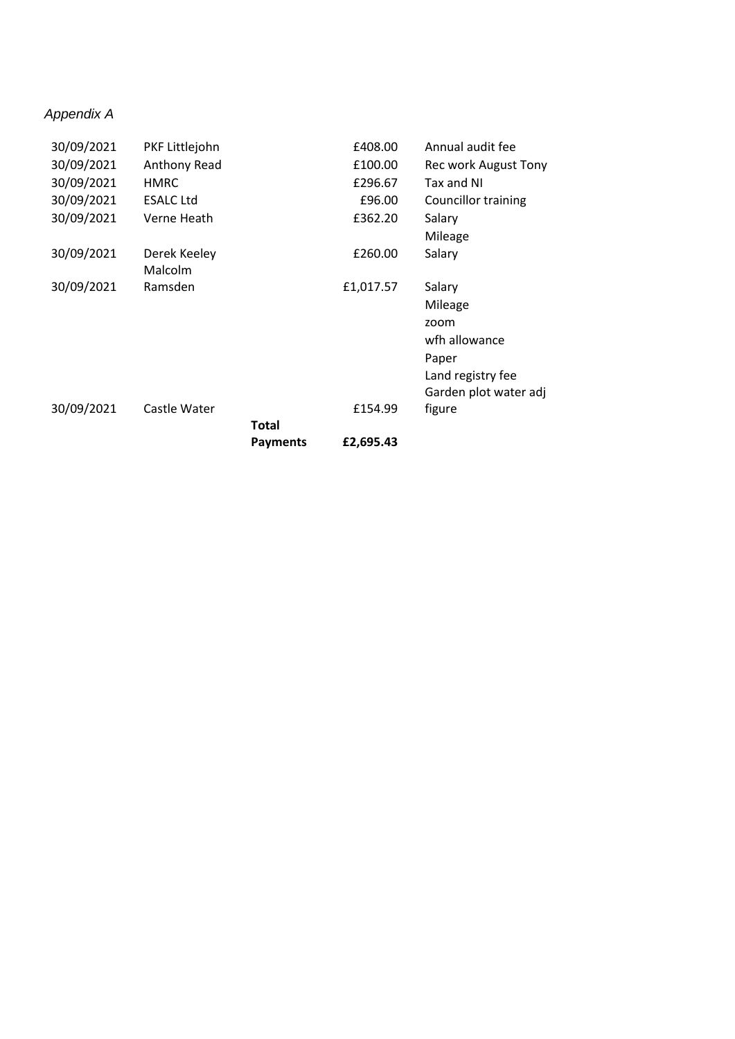*Appendix A*

| Date | Payee | | Amount | Description |
|---|---|---|---|---|
| 30/09/2021 | PKF Littlejohn | | £408.00 | Annual audit fee |
| 30/09/2021 | Anthony Read | | £100.00 | Rec work August Tony |
| 30/09/2021 | HMRC | | £296.67 | Tax and NI |
| 30/09/2021 | ESALC Ltd | | £96.00 | Councillor training |
| 30/09/2021 | Verne Heath | | £362.20 | Salary<br>Mileage |
| 30/09/2021 | Derek Keeley | | £260.00 | Salary |
| 30/09/2021 | Malcolm Ramsden | | £1,017.57 | Salary<br>Mileage<br>zoom<br>wfh allowance<br>Paper<br>Land registry fee |
| 30/09/2021 | Castle Water | | £154.99 | Garden plot water adj figure |
| | | **Total Payments** | **£2,695.43** | |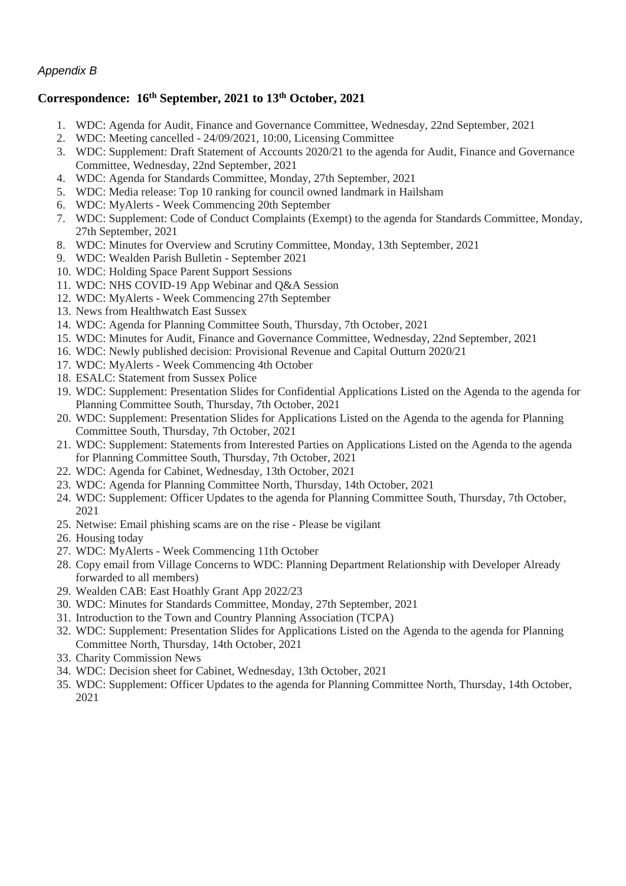*Appendix B*

## Correspondence: 16th September, 2021 to 13th October, 2021

1. WDC: Agenda for Audit, Finance and Governance Committee, Wednesday, 22nd September, 2021
2. WDC: Meeting cancelled - 24/09/2021, 10:00, Licensing Committee
3. WDC: Supplement: Draft Statement of Accounts 2020/21 to the agenda for Audit, Finance and Governance Committee, Wednesday, 22nd September, 2021
4. WDC: Agenda for Standards Committee, Monday, 27th September, 2021
5. WDC: Media release: Top 10 ranking for council owned landmark in Hailsham
6. WDC: MyAlerts - Week Commencing 20th September
7. WDC: Supplement: Code of Conduct Complaints (Exempt) to the agenda for Standards Committee, Monday, 27th September, 2021
8. WDC: Minutes for Overview and Scrutiny Committee, Monday, 13th September, 2021
9. WDC: Wealden Parish Bulletin - September 2021
10. WDC: Holding Space Parent Support Sessions
11. WDC: NHS COVID-19 App Webinar and Q&A Session
12. WDC: MyAlerts - Week Commencing 27th September
13. News from Healthwatch East Sussex
14. WDC: Agenda for Planning Committee South, Thursday, 7th October, 2021
15. WDC: Minutes for Audit, Finance and Governance Committee, Wednesday, 22nd September, 2021
16. WDC: Newly published decision: Provisional Revenue and Capital Outturn 2020/21
17. WDC: MyAlerts - Week Commencing 4th October
18. ESALC: Statement from Sussex Police
19. WDC: Supplement: Presentation Slides for Confidential Applications Listed on the Agenda to the agenda for Planning Committee South, Thursday, 7th October, 2021
20. WDC: Supplement: Presentation Slides for Applications Listed on the Agenda to the agenda for Planning Committee South, Thursday, 7th October, 2021
21. WDC: Supplement: Statements from Interested Parties on Applications Listed on the Agenda to the agenda for Planning Committee South, Thursday, 7th October, 2021
22. WDC: Agenda for Cabinet, Wednesday, 13th October, 2021
23. WDC: Agenda for Planning Committee North, Thursday, 14th October, 2021
24. WDC: Supplement: Officer Updates to the agenda for Planning Committee South, Thursday, 7th October, 2021
25. Netwise: Email phishing scams are on the rise - Please be vigilant
26. Housing today
27. WDC: MyAlerts - Week Commencing 11th October
28. Copy email from Village Concerns to WDC: Planning Department Relationship with Developer Already forwarded to all members)
29. Wealden CAB: East Hoathly Grant App 2022/23
30. WDC: Minutes for Standards Committee, Monday, 27th September, 2021
31. Introduction to the Town and Country Planning Association (TCPA)
32. WDC: Supplement: Presentation Slides for Applications Listed on the Agenda to the agenda for Planning Committee North, Thursday, 14th October, 2021
33. Charity Commission News
34. WDC: Decision sheet for Cabinet, Wednesday, 13th October, 2021
35. WDC: Supplement: Officer Updates to the agenda for Planning Committee North, Thursday, 14th October, 2021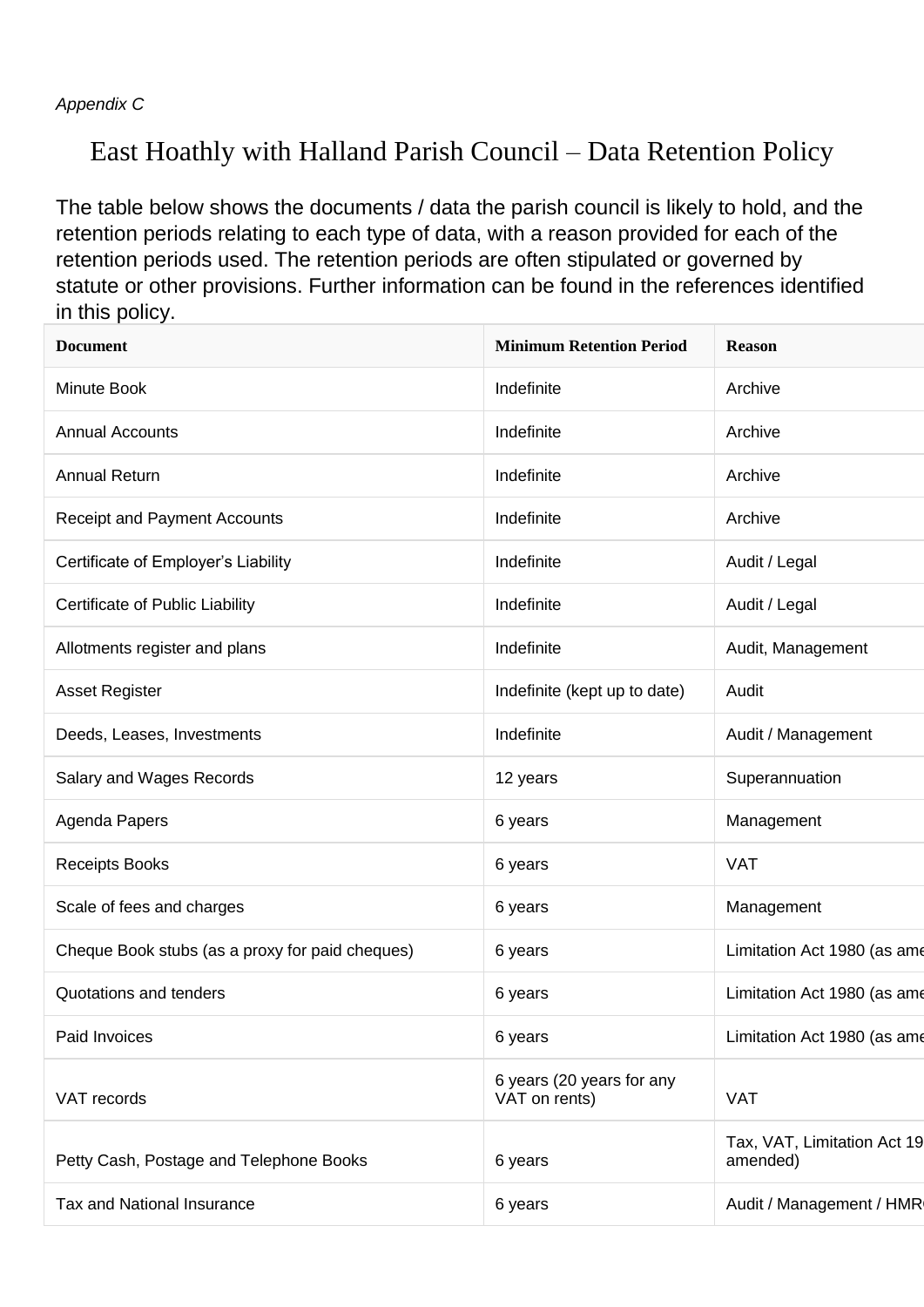*Appendix C*

# East Hoathly with Halland Parish Council – Data Retention Policy

The table below shows the documents / data the parish council is likely to hold, and the retention periods relating to each type of data, with a reason provided for each of the retention periods used. The retention periods are often stipulated or governed by statute or other provisions. Further information can be found in the references identified in this policy.

| Document | Minimum Retention Period | Reason |
|---|---|---|
| Minute Book | Indefinite | Archive |
| Annual Accounts | Indefinite | Archive |
| Annual Return | Indefinite | Archive |
| Receipt and Payment Accounts | Indefinite | Archive |
| Certificate of Employer's Liability | Indefinite | Audit / Legal |
| Certificate of Public Liability | Indefinite | Audit / Legal |
| Allotments register and plans | Indefinite | Audit, Management |
| Asset Register | Indefinite (kept up to date) | Audit |
| Deeds, Leases, Investments | Indefinite | Audit / Management |
| Salary and Wages Records | 12 years | Superannuation |
| Agenda Papers | 6 years | Management |
| Receipts Books | 6 years | VAT |
| Scale of fees and charges | 6 years | Management |
| Cheque Book stubs (as a proxy for paid cheques) | 6 years | Limitation Act 1980 (as ame |
| Quotations and tenders | 6 years | Limitation Act 1980 (as ame |
| Paid Invoices | 6 years | Limitation Act 1980 (as ame |
| VAT records | 6 years (20 years for any VAT on rents) | VAT |
| Petty Cash, Postage and Telephone Books | 6 years | Tax, VAT, Limitation Act 19 amended) |
| Tax and National Insurance | 6 years | Audit / Management / HMR |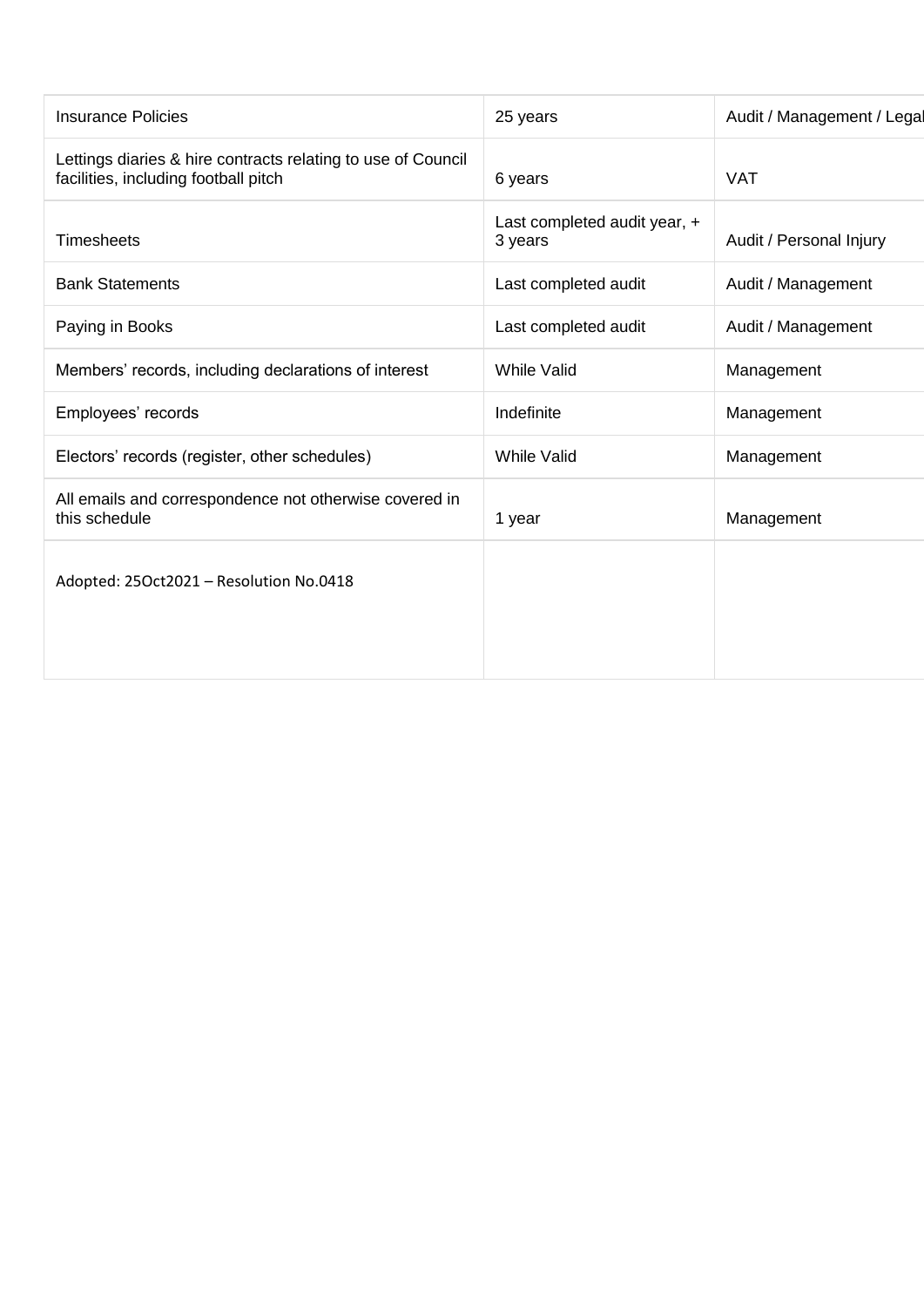| | | |
|---|---|---|
| Insurance Policies | 25 years | Audit / Management / Legal |
| Lettings diaries & hire contracts relating to use of Council facilities, including football pitch | 6 years | VAT |
| Timesheets | Last completed audit year, + 3 years | Audit / Personal Injury |
| Bank Statements | Last completed audit | Audit / Management |
| Paying in Books | Last completed audit | Audit / Management |
| Members' records, including declarations of interest | While Valid | Management |
| Employees' records | Indefinite | Management |
| Electors' records (register, other schedules) | While Valid | Management |
| All emails and correspondence not otherwise covered in this schedule | 1 year | Management |
| Adopted: 25Oct2021 – Resolution No.0418 | | |